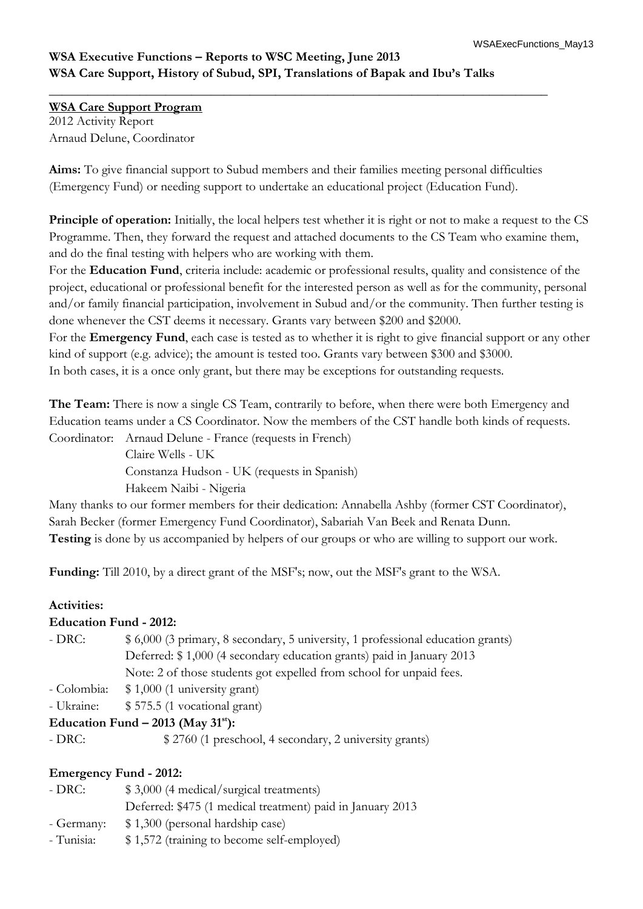**WSA Executive Functions – Reports to WSC Meeting, June 2013**
**WSA Care Support, History of Subud, SPI, Translations of Bapak and Ibu's Talks**

---

**WSA Care Support Program**

2012 Activity Report
Arnaud Delune, Coordinator

**Aims:** To give financial support to Subud members and their families meeting personal difficulties (Emergency Fund) or needing support to undertake an educational project (Education Fund).

**Principle of operation:** Initially, the local helpers test whether it is right or not to make a request to the CS Programme. Then, they forward the request and attached documents to the CS Team who examine them, and do the final testing with helpers who are working with them.
For the **Education Fund**, criteria include: academic or professional results, quality and consistence of the project, educational or professional benefit for the interested person as well as for the community, personal and/or family financial participation, involvement in Subud and/or the community. Then further testing is done whenever the CST deems it necessary. Grants vary between $200 and $2000.
For the **Emergency Fund**, each case is tested as to whether it is right to give financial support or any other kind of support (e.g. advice); the amount is tested too. Grants vary between $300 and $3000.
In both cases, it is a once only grant, but there may be exceptions for outstanding requests.

**The Team:** There is now a single CS Team, contrarily to before, when there were both Emergency and Education teams under a CS Coordinator. Now the members of the CST handle both kinds of requests.

Coordinator: Arnaud Delune - France (requests in French)
Claire Wells - UK
Constanza Hudson - UK (requests in Spanish)
Hakeem Naibi - Nigeria

Many thanks to our former members for their dedication: Annabella Ashby (former CST Coordinator), Sarah Becker (former Emergency Fund Coordinator), Sabariah Van Beek and Renata Dunn.
**Testing** is done by us accompanied by helpers of our groups or who are willing to support our work.

**Funding:** Till 2010, by a direct grant of the MSF's; now, out the MSF's grant to the WSA.

**Activities:**

**Education Fund - 2012:**

- DRC: $ 6,000 (3 primary, 8 secondary, 5 university, 1 professional education grants)
  Deferred: $ 1,000 (4 secondary education grants) paid in January 2013
  Note: 2 of those students got expelled from school for unpaid fees.
- Colombia: $ 1,000 (1 university grant)
- Ukraine: $ 575.5 (1 vocational grant)

**Education Fund – 2013 (May 31st):**

- DRC: $ 2760 (1 preschool, 4 secondary, 2 university grants)

**Emergency Fund - 2012:**

- DRC: $ 3,000 (4 medical/surgical treatments)
  Deferred: $475 (1 medical treatment) paid in January 2013
- Germany: $ 1,300 (personal hardship case)
- Tunisia: $ 1,572 (training to become self-employed)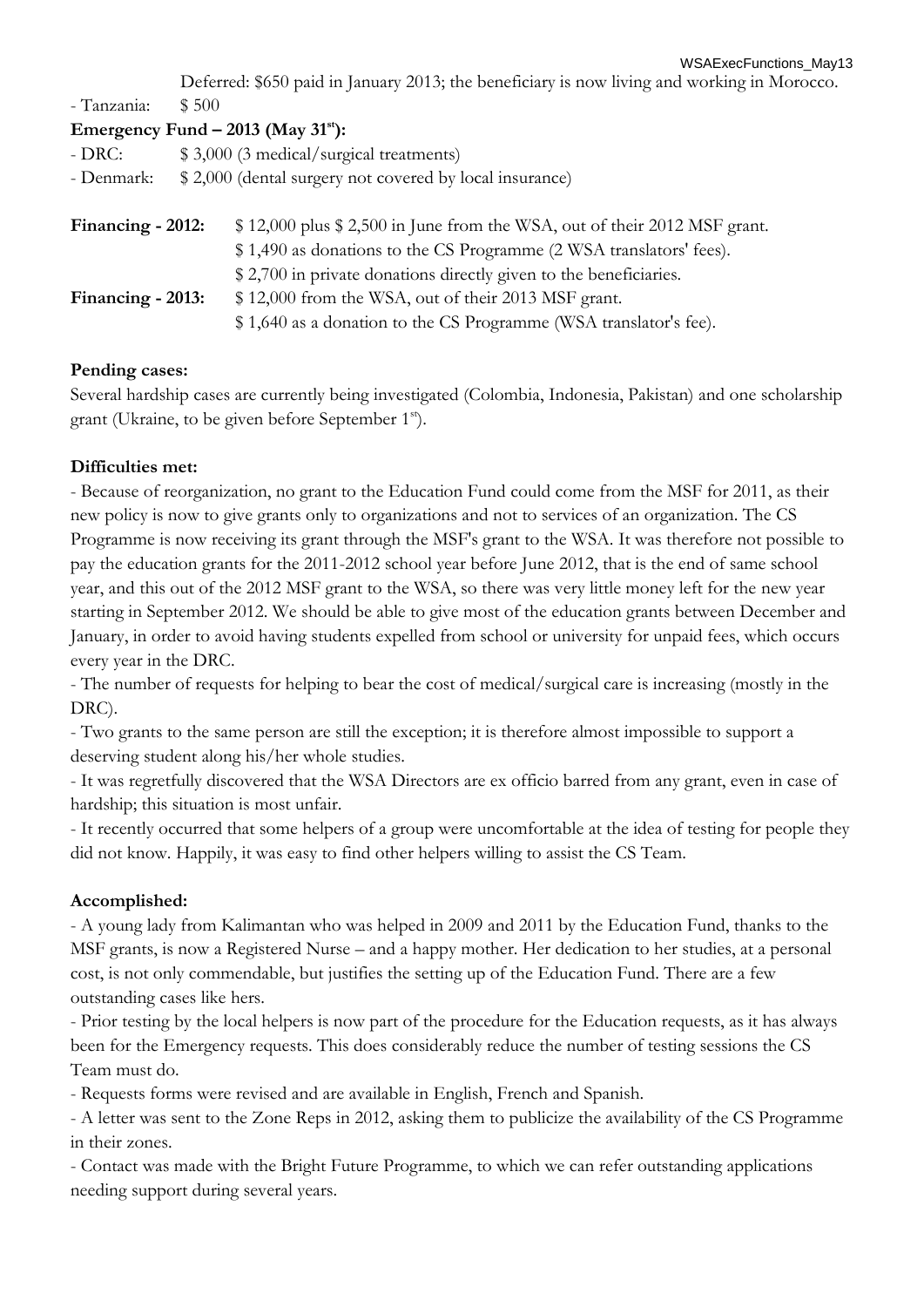Deferred: $650 paid in January 2013; the beneficiary is now living and working in Morocco.

- Tanzania: $ 500

**Emergency Fund – 2013 (May 31st):**

- DRC: $ 3,000 (3 medical/surgical treatments)
- Denmark: $ 2,000 (dental surgery not covered by local insurance)

**Financing - 2012:** $ 12,000 plus $ 2,500 in June from the WSA, out of their 2012 MSF grant.
$ 1,490 as donations to the CS Programme (2 WSA translators' fees).
$ 2,700 in private donations directly given to the beneficiaries.

**Financing - 2013:** $ 12,000 from the WSA, out of their 2013 MSF grant.
$ 1,640 as a donation to the CS Programme (WSA translator's fee).

**Pending cases:**

Several hardship cases are currently being investigated (Colombia, Indonesia, Pakistan) and one scholarship grant (Ukraine, to be given before September 1st).

**Difficulties met:**

- Because of reorganization, no grant to the Education Fund could come from the MSF for 2011, as their new policy is now to give grants only to organizations and not to services of an organization. The CS Programme is now receiving its grant through the MSF's grant to the WSA. It was therefore not possible to pay the education grants for the 2011-2012 school year before June 2012, that is the end of same school year, and this out of the 2012 MSF grant to the WSA, so there was very little money left for the new year starting in September 2012. We should be able to give most of the education grants between December and January, in order to avoid having students expelled from school or university for unpaid fees, which occurs every year in the DRC.
- The number of requests for helping to bear the cost of medical/surgical care is increasing (mostly in the DRC).
- Two grants to the same person are still the exception; it is therefore almost impossible to support a deserving student along his/her whole studies.
- It was regretfully discovered that the WSA Directors are ex officio barred from any grant, even in case of hardship; this situation is most unfair.
- It recently occurred that some helpers of a group were uncomfortable at the idea of testing for people they did not know. Happily, it was easy to find other helpers willing to assist the CS Team.

**Accomplished:**

- A young lady from Kalimantan who was helped in 2009 and 2011 by the Education Fund, thanks to the MSF grants, is now a Registered Nurse – and a happy mother. Her dedication to her studies, at a personal cost, is not only commendable, but justifies the setting up of the Education Fund. There are a few outstanding cases like hers.
- Prior testing by the local helpers is now part of the procedure for the Education requests, as it has always been for the Emergency requests. This does considerably reduce the number of testing sessions the CS Team must do.
- Requests forms were revised and are available in English, French and Spanish.
- A letter was sent to the Zone Reps in 2012, asking them to publicize the availability of the CS Programme in their zones.
- Contact was made with the Bright Future Programme, to which we can refer outstanding applications needing support during several years.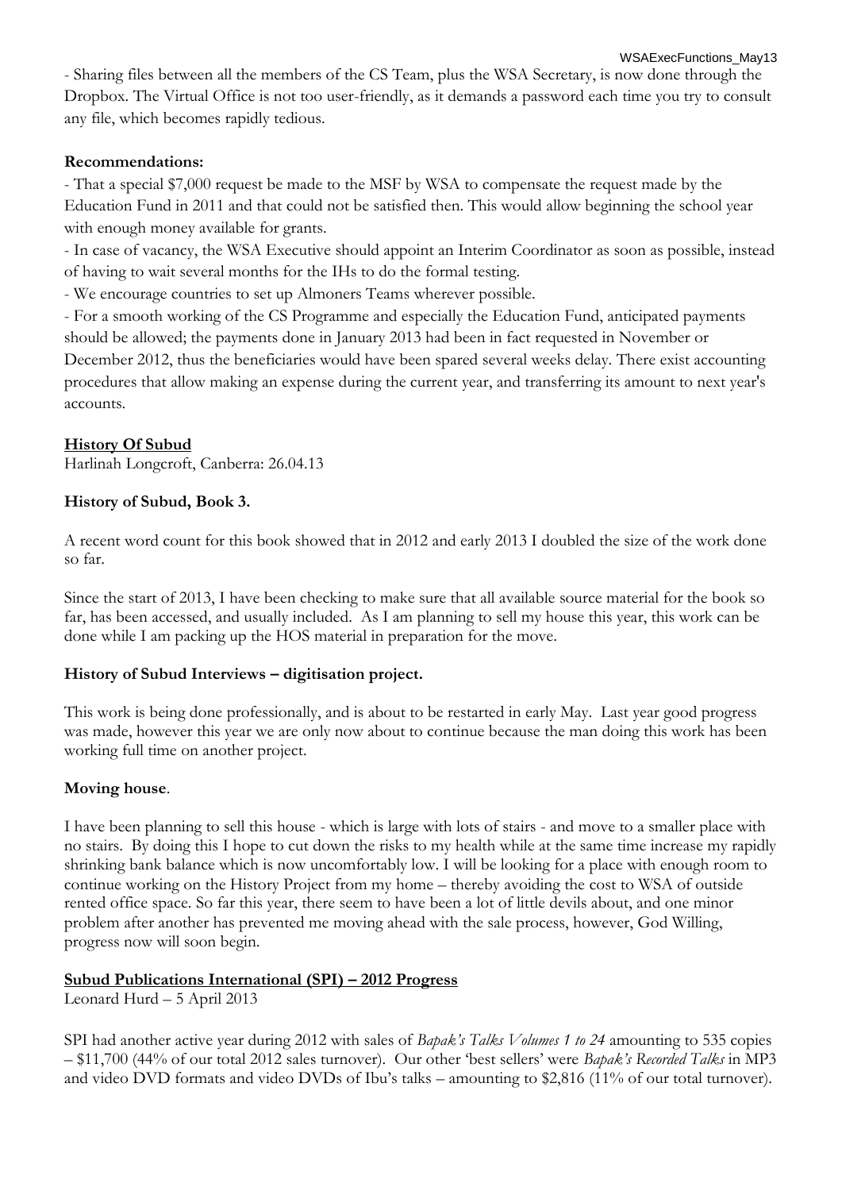- Sharing files between all the members of the CS Team, plus the WSA Secretary, is now done through the Dropbox. The Virtual Office is not too user-friendly, as it demands a password each time you try to consult any file, which becomes rapidly tedious.

**Recommendations:**

- That a special $7,000 request be made to the MSF by WSA to compensate the request made by the Education Fund in 2011 and that could not be satisfied then. This would allow beginning the school year with enough money available for grants.
- In case of vacancy, the WSA Executive should appoint an Interim Coordinator as soon as possible, instead of having to wait several months for the IHs to do the formal testing.
- We encourage countries to set up Almoners Teams wherever possible.
- For a smooth working of the CS Programme and especially the Education Fund, anticipated payments should be allowed; the payments done in January 2013 had been in fact requested in November or December 2012, thus the beneficiaries would have been spared several weeks delay. There exist accounting procedures that allow making an expense during the current year, and transferring its amount to next year's accounts.

## History Of Subud

Harlinah Longcroft, Canberra: 26.04.13

### History of Subud, Book 3.

A recent word count for this book showed that in 2012 and early 2013 I doubled the size of the work done so far.

Since the start of 2013, I have been checking to make sure that all available source material for the book so far, has been accessed, and usually included. As I am planning to sell my house this year, this work can be done while I am packing up the HOS material in preparation for the move.

### History of Subud Interviews – digitisation project.

This work is being done professionally, and is about to be restarted in early May. Last year good progress was made, however this year we are only now about to continue because the man doing this work has been working full time on another project.

### Moving house.

I have been planning to sell this house - which is large with lots of stairs - and move to a smaller place with no stairs. By doing this I hope to cut down the risks to my health while at the same time increase my rapidly shrinking bank balance which is now uncomfortably low. I will be looking for a place with enough room to continue working on the History Project from my home – thereby avoiding the cost to WSA of outside rented office space. So far this year, there seem to have been a lot of little devils about, and one minor problem after another has prevented me moving ahead with the sale process, however, God Willing, progress now will soon begin.

## Subud Publications International (SPI) – 2012 Progress

Leonard Hurd – 5 April 2013

SPI had another active year during 2012 with sales of *Bapak's Talks Volumes 1 to 24* amounting to 535 copies – $11,700 (44% of our total 2012 sales turnover). Our other 'best sellers' were *Bapak's Recorded Talks* in MP3 and video DVD formats and video DVDs of Ibu's talks – amounting to $2,816 (11% of our total turnover).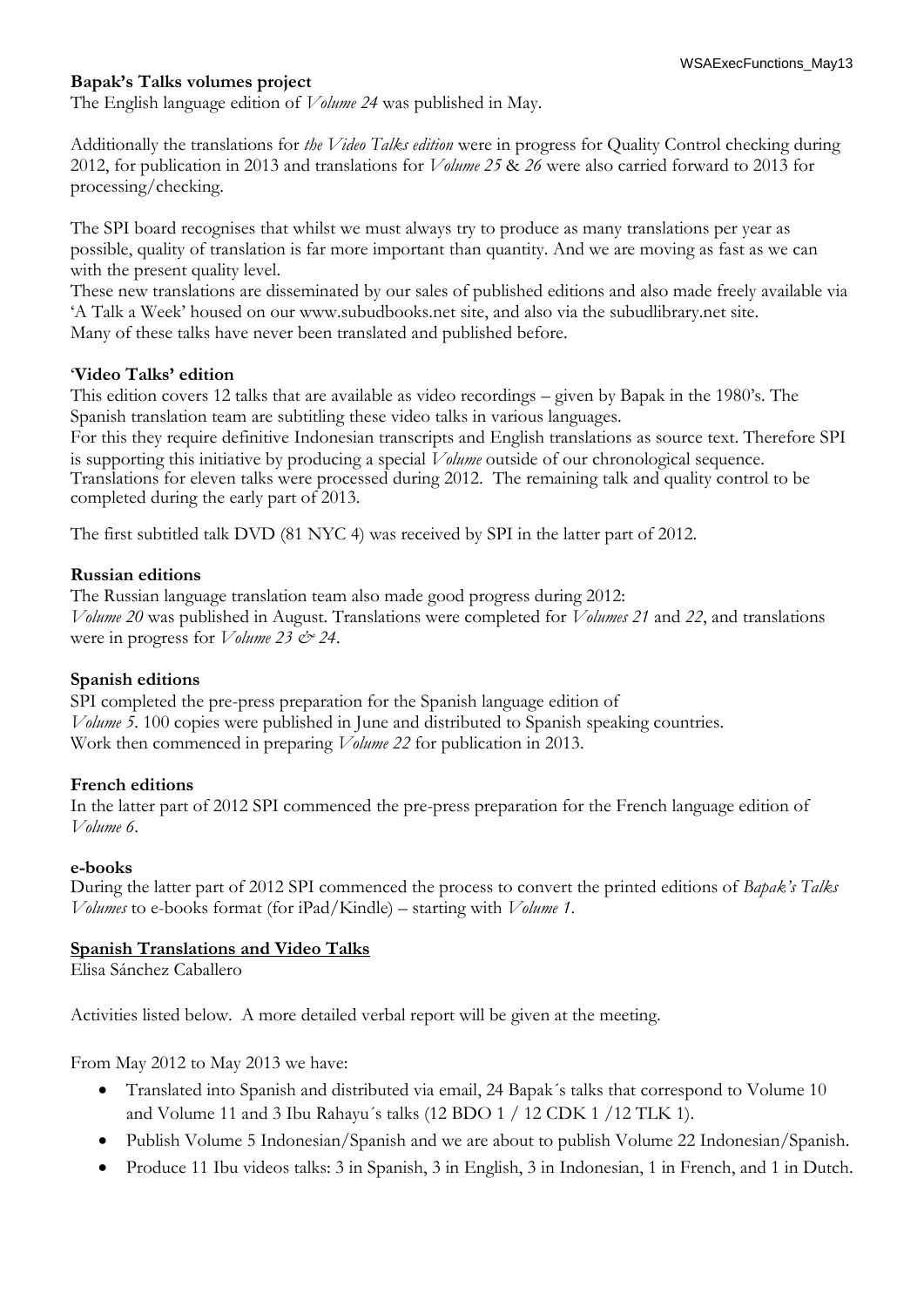**Bapak's Talks volumes project**

The English language edition of *Volume 24* was published in May.

Additionally the translations for *the Video Talks edition* were in progress for Quality Control checking during 2012, for publication in 2013 and translations for *Volume 25* & *26* were also carried forward to 2013 for processing/checking.

The SPI board recognises that whilst we must always try to produce as many translations per year as possible, quality of translation is far more important than quantity. And we are moving as fast as we can with the present quality level.

These new translations are disseminated by our sales of published editions and also made freely available via 'A Talk a Week' housed on our www.subudbooks.net site, and also via the subudlibrary.net site.

Many of these talks have never been translated and published before.

**'Video Talks' edition**

This edition covers 12 talks that are available as video recordings – given by Bapak in the 1980's. The Spanish translation team are subtitling these video talks in various languages.

For this they require definitive Indonesian transcripts and English translations as source text. Therefore SPI is supporting this initiative by producing a special *Volume* outside of our chronological sequence.

Translations for eleven talks were processed during 2012. The remaining talk and quality control to be completed during the early part of 2013.

The first subtitled talk DVD (81 NYC 4) was received by SPI in the latter part of 2012.

**Russian editions**

The Russian language translation team also made good progress during 2012:

*Volume 20* was published in August. Translations were completed for *Volumes 21* and *22*, and translations were in progress for *Volume 23 & 24*.

**Spanish editions**

SPI completed the pre-press preparation for the Spanish language edition of *Volume 5*. 100 copies were published in June and distributed to Spanish speaking countries.

Work then commenced in preparing *Volume 22* for publication in 2013.

**French editions**

In the latter part of 2012 SPI commenced the pre-press preparation for the French language edition of *Volume 6*.

**e-books**

During the latter part of 2012 SPI commenced the process to convert the printed editions of *Bapak's Talks Volumes* to e-books format (for iPad/Kindle) – starting with *Volume 1*.

**<u>Spanish Translations and Video Talks</u>**

Elisa Sánchez Caballero

Activities listed below. A more detailed verbal report will be given at the meeting.

From May 2012 to May 2013 we have:

- Translated into Spanish and distributed via email, 24 Bapak´s talks that correspond to Volume 10 and Volume 11 and 3 Ibu Rahayu´s talks (12 BDO 1 / 12 CDK 1 /12 TLK 1).
- Publish Volume 5 Indonesian/Spanish and we are about to publish Volume 22 Indonesian/Spanish.
- Produce 11 Ibu videos talks: 3 in Spanish, 3 in English, 3 in Indonesian, 1 in French, and 1 in Dutch.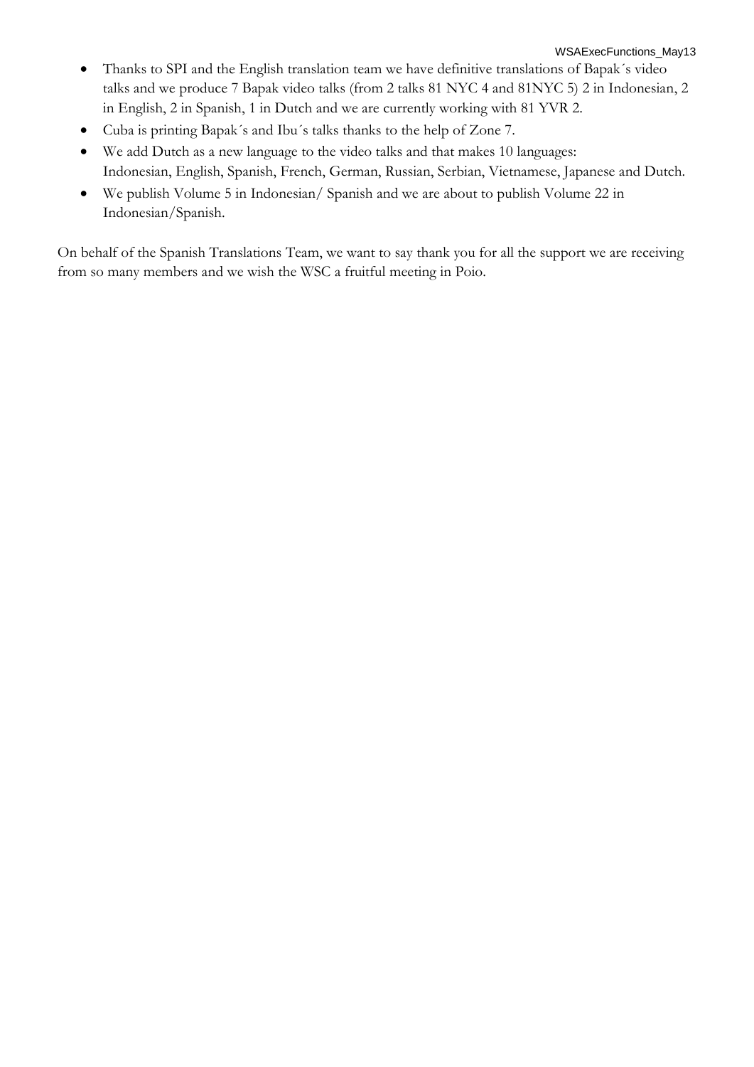- Thanks to SPI and the English translation team we have definitive translations of Bapak´s video talks and we produce 7 Bapak video talks (from 2 talks 81 NYC 4 and 81NYC 5) 2 in Indonesian, 2 in English, 2 in Spanish, 1 in Dutch and we are currently working with 81 YVR 2.
- Cuba is printing Bapak´s and Ibu´s talks thanks to the help of Zone 7.
- We add Dutch as a new language to the video talks and that makes 10 languages: Indonesian, English, Spanish, French, German, Russian, Serbian, Vietnamese, Japanese and Dutch.
- We publish Volume 5 in Indonesian/ Spanish and we are about to publish Volume 22 in Indonesian/Spanish.

On behalf of the Spanish Translations Team, we want to say thank you for all the support we are receiving from so many members and we wish the WSC a fruitful meeting in Poio.